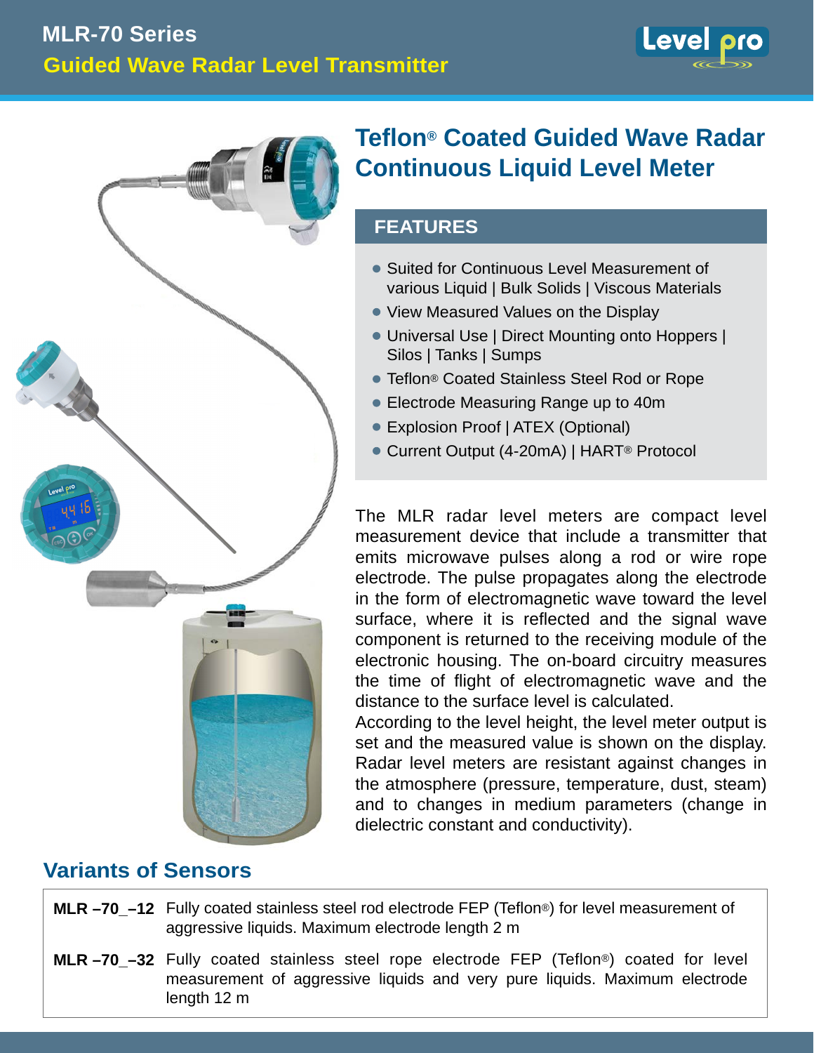# MLR-70 Series

## Guided Wave Radar Level Transmitter

## Teflon® Coated Guided Wave Radar Continuous Liquid Level Meter

### FEATURES

- Suited for Continuous Level Measurement of various Liquid | Bulk Solids | Viscous Materials
- View Measured Values on the Display
- Universal Use | Direct Mounting onto Hoppers | Silos | Tanks | Sumps
- Teflon® Coated Stainless Steel Rod or Rope
- Electrode Measuring Range up to 40m
- Explosion Proof | ATEX (Optional)
- Current Output (4-20mA) | HART® Protocol

The MLR radar level meters are compact level measurement device that include a transmitter that emits microwave pulses along a rod or wire rope electrode. The pulse propagates along the electrode in the form of electromagnetic wave toward the level surface, where it is reflected and the signal wave component is returned to the receiving module of the electronic housing. The on-board circuitry measures the time of flight of electromagnetic wave and the distance to the surface level is calculated.
According to the level height, the level meter output is set and the measured value is shown on the display. Radar level meters are resistant against changes in the atmosphere (pressure, temperature, dust, steam) and to changes in medium parameters (change in dielectric constant and conductivity).

## Variants of Sensors

| | |
|---|---|
| **MLR –70_–12** | Fully coated stainless steel rod electrode FEP (Teflon®) for level measurement of aggressive liquids. Maximum electrode length 2 m |
| **MLR –70_–32** | Fully coated stainless steel rope electrode FEP (Teflon®) coated for level measurement of aggressive liquids and very pure liquids. Maximum electrode length 12 m |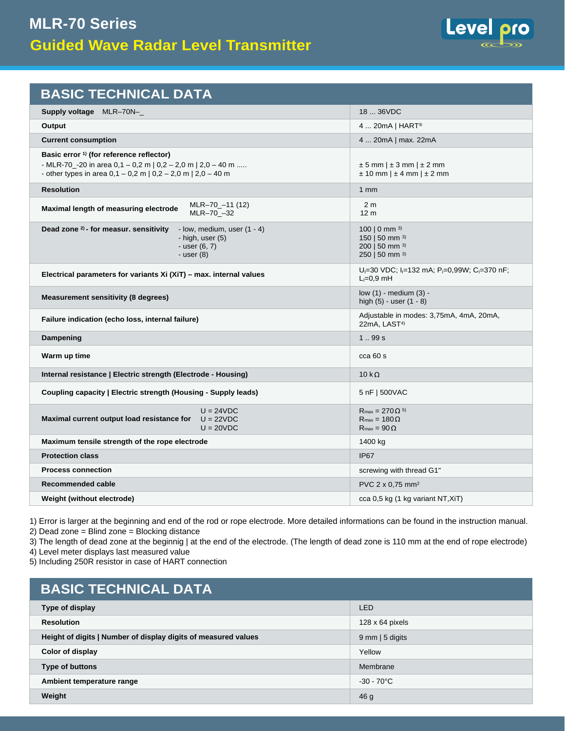# MLR-70 Series

## Guided Wave Radar Level Transmitter

## BASIC TECHNICAL DATA

| | |
|---|---|
| **Supply voltage** MLR–70N–_ | 18 ... 36VDC |
| **Output** | 4 ... 20mA \| HART® |
| **Current consumption** | 4 ... 20mA \| max. 22mA |
| **Basic error [1] (for reference reflector)**<br>- MLR-70_-20 in area 0,1 – 0,2 m \| 0,2 – 2,0 m \| 2,0 – 40 m .....<br>- other types in area 0,1 – 0,2 m \| 0,2 – 2,0 m \| 2,0 – 40 m | ± 5 mm \| ± 3 mm \| ± 2 mm<br>± 10 mm \| ± 4 mm \| ± 2 mm |
| **Resolution** | 1 mm |
| **Maximal length of measuring electrode** MLR–70_–11 (12)<br>MLR–70_–32 | 2 m<br>12 m |
| **Dead zone [2] - for measur. sensitivity** - low, medium, user (1 - 4)<br>- high, user (5)<br>- user (6, 7)<br>- user (8) | 100 \| 0 mm [3]<br>150 \| 50 mm [3]<br>200 \| 50 mm [3]<br>250 \| 50 mm [3] |
| **Electrical parameters for variants Xi (XiT) – max. internal values** | $U_i$=30 VDC; $I_i$=132 mA; $P_i$=0,99W; $C_i$=370 nF; $L_i$=0,9 mH |
| **Measurement sensitivity (8 degrees)** | low (1) - medium (3) - high (5) - user (1 - 8) |
| **Failure indication (echo loss, internal failure)** | Adjustable in modes: 3,75mA, 4mA, 20mA, 22mA, LAST[4] |
| **Dampening** | 1 .. 99 s |
| **Warm up time** | cca 60 s |
| **Internal resistance \| Electric strength (Electrode - Housing)** | 10 kΩ |
| **Coupling capacity \| Electric strength (Housing - Supply leads)** | 5 nF \| 500VAC |
| **Maximal current output load resistance for** U = 24VDC<br>U = 22VDC<br>U = 20VDC | $R_{max}$ = 270 Ω [5]<br>$R_{max}$ = 180 Ω<br>$R_{max}$ = 90 Ω |
| **Maximum tensile strength of the rope electrode** | 1400 kg |
| **Protection class** | IP67 |
| **Process connection** | screwing with thread G1" |
| **Recommended cable** | PVC 2 x 0,75 mm² |
| **Weight (without electrode)** | cca 0,5 kg (1 kg variant NT,XiT) |

1) Error is larger at the beginning and end of the rod or rope electrode. More detailed informations can be found in the instruction manual.
2) Dead zone = Blind zone = Blocking distance
3) The length of dead zone at the beginnig | at the end of the electrode. (The length of dead zone is 110 mm at the end of rope electrode)
4) Level meter displays last measured value
5) Including 250R resistor in case of HART connection

## BASIC TECHNICAL DATA

| | |
|---|---|
| **Type of display** | LED |
| **Resolution** | 128 x 64 pixels |
| **Height of digits \| Number of display digits of measured values** | 9 mm \| 5 digits |
| **Color of display** | Yellow |
| **Type of buttons** | Membrane |
| **Ambient temperature range** | -30 - 70°C |
| **Weight** | 46 g |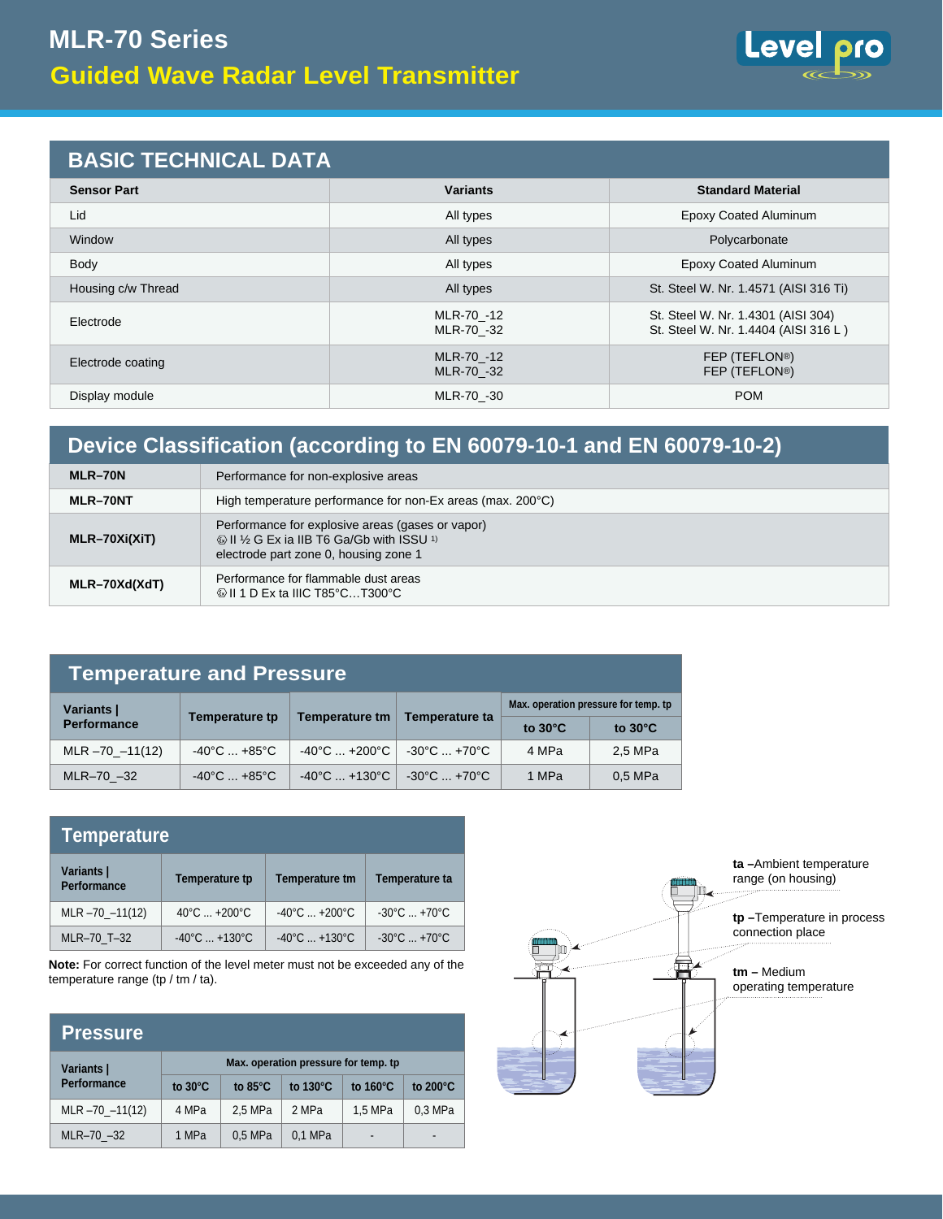# MLR-70 Series

## Guided Wave Radar Level Transmitter

## BASIC TECHNICAL DATA

| Sensor Part | Variants | Standard Material |
|---|---|---|
| Lid | All types | Epoxy Coated Aluminum |
| Window | All types | Polycarbonate |
| Body | All types | Epoxy Coated Aluminum |
| Housing c/w Thread | All types | St. Steel W. Nr. 1.4571 (AISI 316 Ti) |
| Electrode | MLR-70_-12<br>MLR-70_-32 | St. Steel W. Nr. 1.4301 (AISI 304)<br>St. Steel W. Nr. 1.4404 (AISI 316 L ) |
| Electrode coating | MLR-70_-12<br>MLR-70_-32 | FEP (TEFLON®)<br>FEP (TEFLON®) |
| Display module | MLR-70_-30 | POM |

## Device Classification (according to EN 60079-10-1 and EN 60079-10-2)

| | |
|---|---|
| **MLR–70N** | Performance for non-explosive areas |
| **MLR–70NT** | High temperature performance for non-Ex areas (max. 200°C) |
| **MLR–70Xi(XiT)** | Performance for explosive areas (gases or vapor)<br>Ex II ½ G Ex ia IIB T6 Ga/Gb with ISSU [1]<br>electrode part zone 0, housing zone 1 |
| **MLR–70Xd(XdT)** | Performance for flammable dust areas<br>Ex II 1 D Ex ta IIIC T85°C…T300°C |

## Temperature and Pressure

| Variants \| Performance | Temperature tp | Temperature tm | Temperature ta | Max. operation pressure for temp. tp | |
|---|---|---|---|---|---|
| | | | | to 30°C | to 30°C |
| MLR –70_–11(12) | -40°C ... +85°C | -40°C ... +200°C | -30°C ... +70°C | 4 MPa | 2,5 MPa |
| MLR–70_–32 | -40°C ... +85°C | -40°C ... +130°C | -30°C ... +70°C | 1 MPa | 0,5 MPa |

## Temperature

| Variants \| Performance | Temperature tp | Temperature tm | Temperature ta |
|---|---|---|---|
| MLR –70_–11(12) | 40°C ... +200°C | -40°C ... +200°C | -30°C ... +70°C |
| MLR–70_T–32 | -40°C ... +130°C | -40°C ... +130°C | -30°C ... +70°C |

**Note:** For correct function of the level meter must not be exceeded any of the temperature range (tp / tm / ta).

**ta –** Ambient temperature range (on housing)

**tp –** Temperature in process connection place

**tm –** Medium operating temperature

## Pressure

| Variants \| Performance | Max. operation pressure for temp. tp | | | | |
|---|---|---|---|---|---|
| | to 30°C | to 85°C | to 130°C | to 160°C | to 200°C |
| MLR –70_–11(12) | 4 MPa | 2,5 MPa | 2 MPa | 1,5 MPa | 0,3 MPa |
| MLR–70_–32 | 1 MPa | 0,5 MPa | 0,1 MPa | - | - |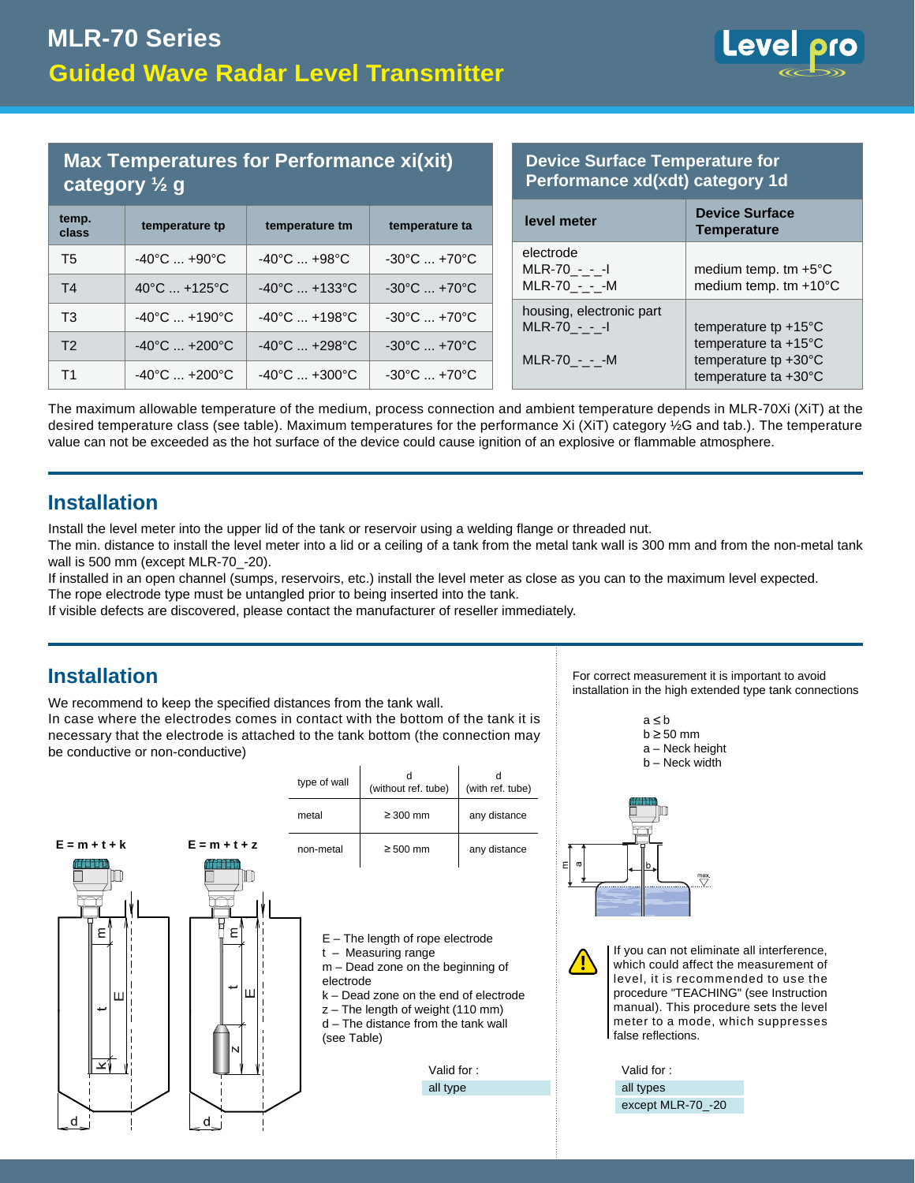# MLR-70 Series

## Guided Wave Radar Level Transmitter

### Max Temperatures for Performance xi(xit) category ½ g

| temp. class | temperature tp | temperature tm | temperature ta |
|---|---|---|---|
| T5 | -40°C ... +90°C | -40°C ... +98°C | -30°C ... +70°C |
| T4 | 40°C ... +125°C | -40°C ... +133°C | -30°C ... +70°C |
| T3 | -40°C ... +190°C | -40°C ... +198°C | -30°C ... +70°C |
| T2 | -40°C ... +200°C | -40°C ... +298°C | -30°C ... +70°C |
| T1 | -40°C ... +200°C | -40°C ... +300°C | -30°C ... +70°C |

### Device Surface Temperature for Performance xd(xdt) category 1d

| level meter | Device Surface Temperature |
|---|---|
| electrode<br>MLR-70_-_-_-I<br>MLR-70_-_-_-M | medium temp. tm +5°C<br>medium temp. tm +10°C |
| housing, electronic part<br>MLR-70_-_-_-I<br><br>MLR-70_-_-_-M | temperature tp +15°C<br>temperature ta +15°C<br>temperature tp +30°C<br>temperature ta +30°C |

The maximum allowable temperature of the medium, process connection and ambient temperature depends in MLR-70Xi (XiT) at the desired temperature class (see table). Maximum temperatures for the performance Xi (XiT) category ½G and tab.). The temperature value can not be exceeded as the hot surface of the device could cause ignition of an explosive or flammable atmosphere.

## Installation

Install the level meter into the upper lid of the tank or reservoir using a welding flange or threaded nut.
The min. distance to install the level meter into a lid or a ceiling of a tank from the metal tank wall is 300 mm and from the non-metal tank wall is 500 mm (except MLR-70_-20).
If installed in an open channel (sumps, reservoirs, etc.) install the level meter as close as you can to the maximum level expected.
The rope electrode type must be untangled prior to being inserted into the tank.
If visible defects are discovered, please contact the manufacturer of reseller immediately.

## Installation

We recommend to keep the specified distances from the tank wall.
In case where the electrodes comes in contact with the bottom of the tank it is necessary that the electrode is attached to the tank bottom (the connection may be conductive or non-conductive)

| type of wall | d (without ref. tube) | d (with ref. tube) |
|---|---|---|
| metal | ≥ 300 mm | any distance |
| non-metal | ≥ 500 mm | any distance |

E = m + t + k

E = m + t + z

E – The length of rope electrode
t – Measuring range
m – Dead zone on the beginning of electrode
k – Dead zone on the end of electrode
z – The length of weight (110 mm)
d – The distance from the tank wall (see Table)

Valid for :
all type

For correct measurement it is important to avoid installation in the high extended type tank connections

a ≤ b
b ≥ 50 mm
a – Neck height
b – Neck width

If you can not eliminate all interference, which could affect the measurement of level, it is recommended to use the procedure "TEACHING" (see Instruction manual). This procedure sets the level meter to a mode, which suppresses false reflections.

Valid for :
all types
except MLR-70_-20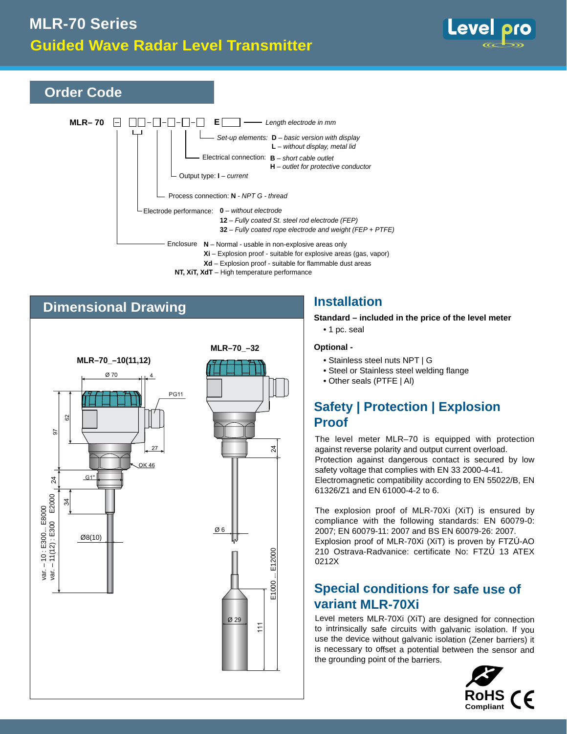# MLR-70 Series

## Guided Wave Radar Level Transmitter

## Order Code

MLR– 70 – □□-□-□-□-□ E□ —— *Length electrode in mm*

- *Set-up elements:* **D** – *basic version with display*, **L** – *without display, metal lid*
- Electrical connection: **B** – *short cable outlet*, **H** – *outlet for protective conductor*
- Output type: **I** – *current*
- Process connection: **N** - *NPT G - thread*
- Electrode performance: **0** – *without electrode*, **12** – *Fully coated St. steel rod electrode (FEP)*, **32** – *Fully coated rope electrode and weight (FEP + PTFE)*
- Enclosure **N** – Normal - usable in non-explosive areas only, **Xi** – Explosion proof - suitable for explosive areas (gas, vapor), **Xd** – Explosion proof - suitable for flammable dust areas, **NT, XiT, XdT** – High temperature performance

## Dimensional Drawing

MLR–70_–10(11,12)

Ø 70
4
PG11
62
97
27
OK 46
G1"
24
34
Ø8(10)
var. – 10 : E300... E8000
var. – 11(12) : E300 E2000

MLR–70_–32

24
Ø 6
E1000 ... E12000
Ø 29
111

## Installation

**Standard – included in the price of the level meter**

- 1 pc. seal

**Optional -**

- Stainless steel nuts NPT | G
- Steel or Stainless steel welding flange
- Other seals (PTFE | Al)

## Safety | Protection | Explosion Proof

The level meter MLR–70 is equipped with protection against reverse polarity and output current overload.
Protection against dangerous contact is secured by low safety voltage that complies with EN 33 2000-4-41.
Electromagnetic compatibility according to EN 55022/B, EN 61326/Z1 and EN 61000-4-2 to 6.

The explosion proof of MLR-70Xi (XiT) is ensured by compliance with the following standards: EN 60079-0: 2007; EN 60079-11: 2007 and BS EN 60079-26: 2007.
Explosion proof of MLR-70Xi (XiT) is proven by FTZÚ-AO 210 Ostrava-Radvanice: certificate No: FTZÚ 13 ATEX 0212X

## Special conditions for safe use of variant MLR-70Xi

Level meters MLR-70Xi (XiT) are designed for connection to intrinsically safe circuits with galvanic isolation. If you use the device without galvanic isolation (Zener barriers) it is necessary to offset a potential between the sensor and the grounding point of the barriers.

RoHS Compliant